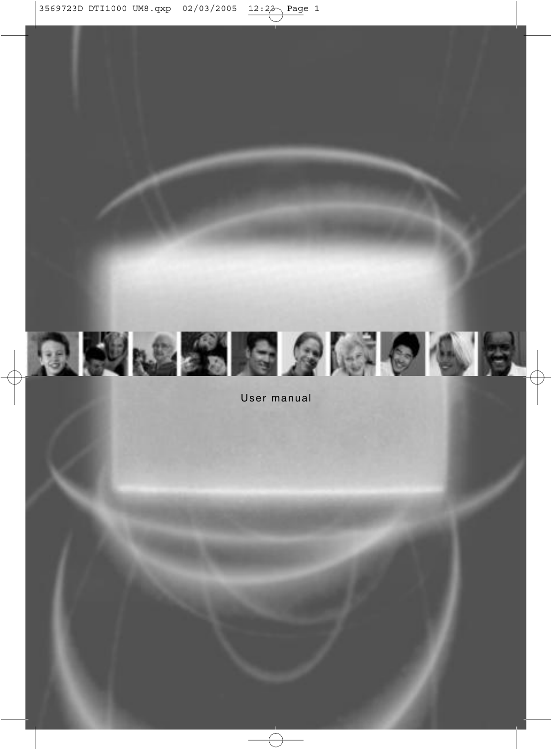User manual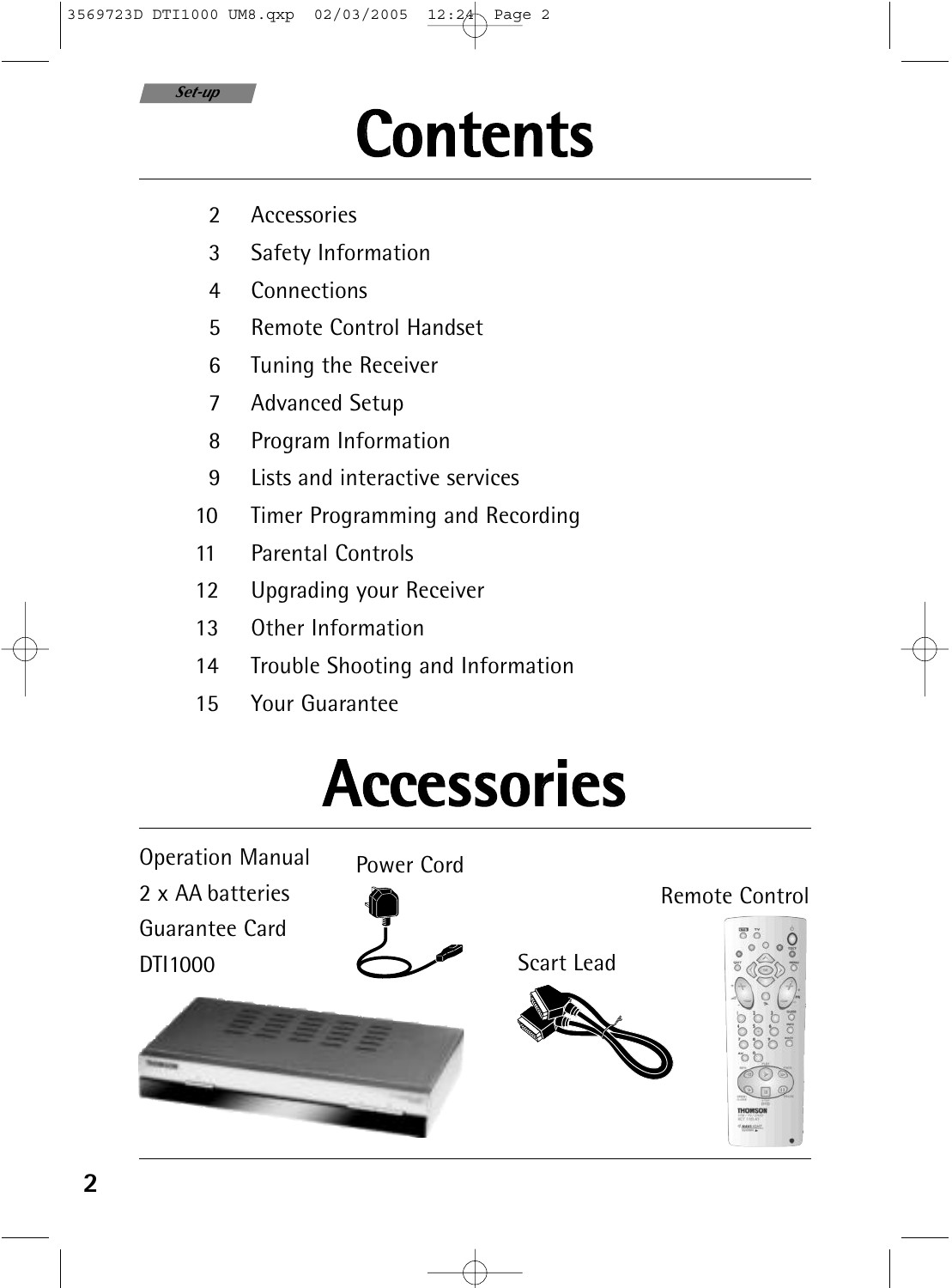Set-up

# Contents

2 Accessories

3 Safety Information

4 Connections

5 Remote Control Handset

6 Tuning the Receiver

7 Advanced Setup

8 Program Information

9 Lists and interactive services

10 Timer Programming and Recording

11 Parental Controls

12 Upgrading your Receiver

13 Other Information

14 Trouble Shooting and Information

15 Your Guarantee

# Accessories

Operation Manual

2 x AA batteries

Guarantee Card

DTI1000

Power Cord

Scart Lead

Remote Control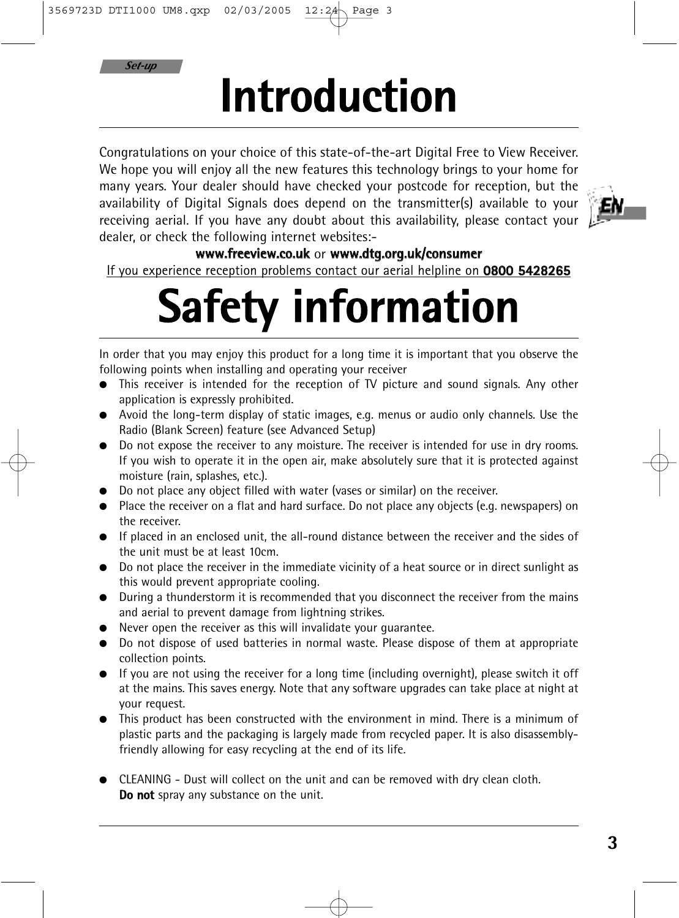*Set-up*

# Introduction

Congratulations on your choice of this state-of-the-art Digital Free to View Receiver. We hope you will enjoy all the new features this technology brings to your home for many years. Your dealer should have checked your postcode for reception, but the availability of Digital Signals does depend on the transmitter(s) available to your receiving aerial. If you have any doubt about this availability, please contact your dealer, or check the following internet websites:-

**www.freeview.co.uk** or **www.dtg.org.uk/consumer**

If you experience reception problems contact our aerial helpline on **0800 5428265**

# Safety information

In order that you may enjoy this product for a long time it is important that you observe the following points when installing and operating your receiver

- This receiver is intended for the reception of TV picture and sound signals. Any other application is expressly prohibited.
- Avoid the long-term display of static images, e.g. menus or audio only channels. Use the Radio (Blank Screen) feature (see Advanced Setup)
- Do not expose the receiver to any moisture. The receiver is intended for use in dry rooms. If you wish to operate it in the open air, make absolutely sure that it is protected against moisture (rain, splashes, etc.).
- Do not place any object filled with water (vases or similar) on the receiver.
- Place the receiver on a flat and hard surface. Do not place any objects (e.g. newspapers) on the receiver.
- If placed in an enclosed unit, the all-round distance between the receiver and the sides of the unit must be at least 10cm.
- Do not place the receiver in the immediate vicinity of a heat source or in direct sunlight as this would prevent appropriate cooling.
- During a thunderstorm it is recommended that you disconnect the receiver from the mains and aerial to prevent damage from lightning strikes.
- Never open the receiver as this will invalidate your guarantee.
- Do not dispose of used batteries in normal waste. Please dispose of them at appropriate collection points.
- If you are not using the receiver for a long time (including overnight), please switch it off at the mains. This saves energy. Note that any software upgrades can take place at night at your request.
- This product has been constructed with the environment in mind. There is a minimum of plastic parts and the packaging is largely made from recycled paper. It is also disassembly-friendly allowing for easy recycling at the end of its life.

- CLEANING - Dust will collect on the unit and can be removed with dry clean cloth. **Do not** spray any substance on the unit.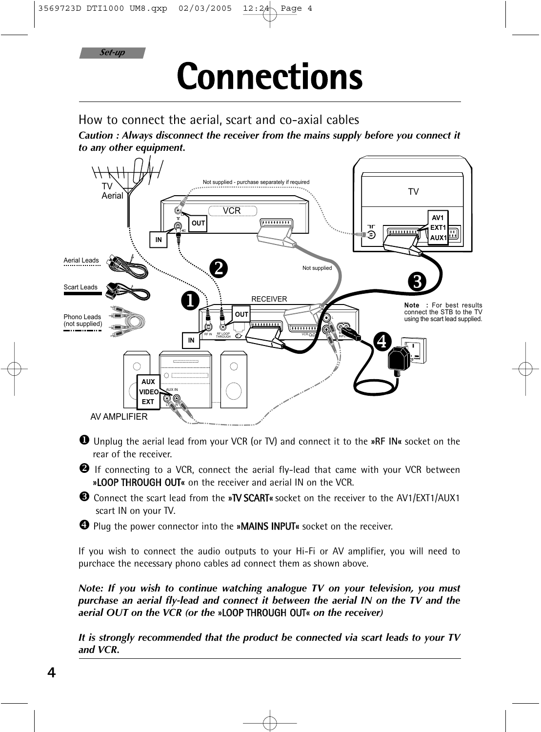Set-up

# Connections

## How to connect the aerial, scart and co-axial cables

***Caution : Always disconnect the receiver from the mains supply before you connect it to any other equipment.***

TV Aerial

Not supplied - purchase separately if required

VCR

OUT

IN

TV

AV1
EXT1
AUX1

Aerial Leads

Scart Leads

Phono Leads (not supplied)

Not supplied

RECEIVER

OUT

IN

**Note :** For best results connect the STB to the TV using the scart lead supplied.

AUX
VIDEO
EXT

AV AMPLIFIER

❶ Unplug the aerial lead from your VCR (or TV) and connect it to the **»RF IN«** socket on the rear of the receiver.

❷ If connecting to a VCR, connect the aerial fly-lead that came with your VCR between **»LOOP THROUGH OUT«** on the receiver and aerial IN on the VCR.

❸ Connect the scart lead from the **»TV SCART«** socket on the receiver to the AV1/EXT1/AUX1 scart IN on your TV.

❹ Plug the power connector into the **»MAINS INPUT«** socket on the receiver.

If you wish to connect the audio outputs to your Hi-Fi or AV amplifier, you will need to purchace the necessary phono cables ad connect them as shown above.

***Note: If you wish to continue watching analogue TV on your television, you must purchase an aerial fly-lead and connect it between the aerial IN on the TV and the aerial OUT on the VCR (or the »LOOP THROUGH OUT« on the receiver)***

***It is strongly recommended that the product be connected via scart leads to your TV and VCR.***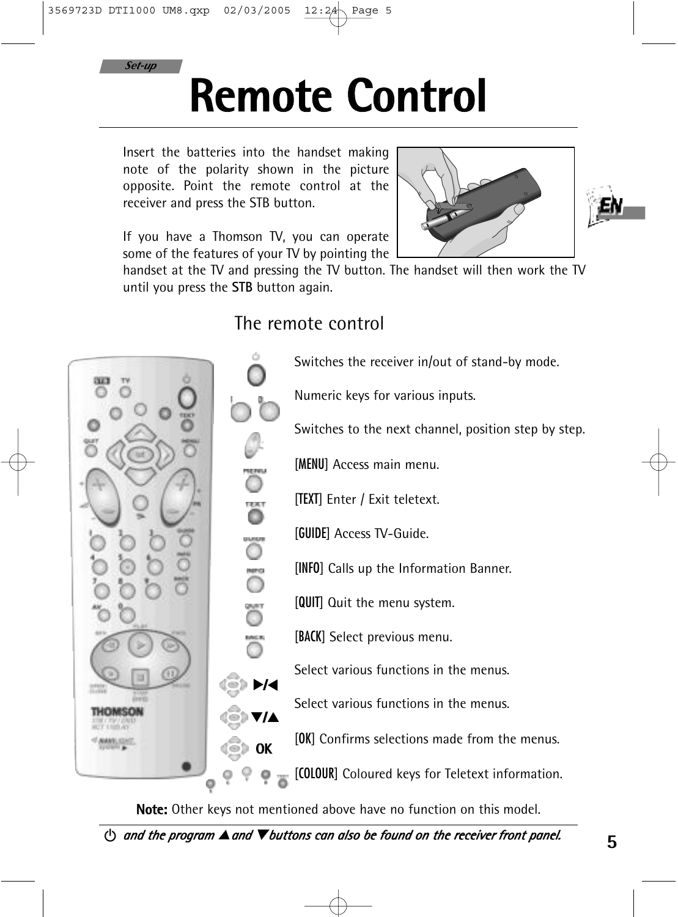Set-up

# Remote Control

Insert the batteries into the handset making note of the polarity shown in the picture opposite. Point the remote control at the receiver and press the STB button.

If you have a Thomson TV, you can operate some of the features of your TV by pointing the handset at the TV and pressing the TV button. The handset will then work the TV until you press the **STB** button again.

## The remote control

Switches the receiver in/out of stand-by mode.

Numeric keys for various inputs.

Switches to the next channel, position step by step.

**[MENU]** Access main menu.

**[TEXT]** Enter / Exit teletext.

**[GUIDE]** Access TV-Guide.

**[INFO]** Calls up the Information Banner.

**[QUIT]** Quit the menu system.

**[BACK]** Select previous menu.

▶/◀ Select various functions in the menus.

▼/▲ Select various functions in the menus.

**[OK]** Confirms selections made from the menus.

**[COLOUR]** Coloured keys for Teletext information.

**Note:** Other keys not mentioned above have no function on this model.

*⏻ and the program ▲ and ▼ buttons can also be found on the receiver front panel.*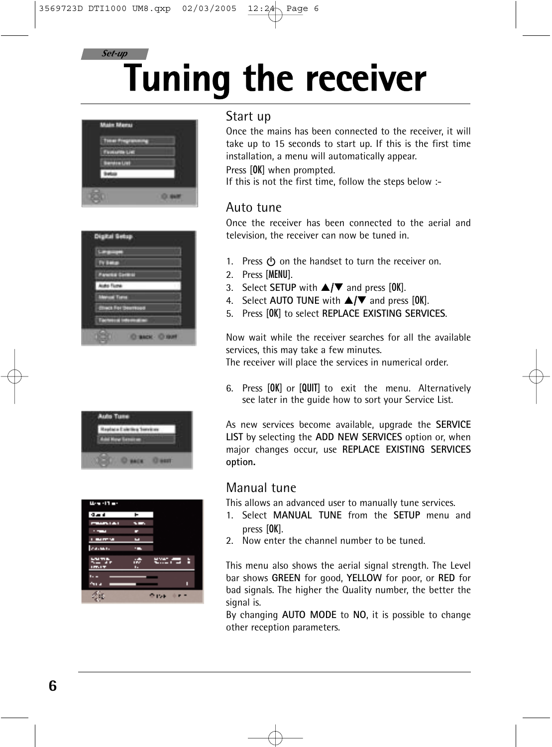*Set-up*

# Tuning the receiver

## Start up

Once the mains has been connected to the receiver, it will take up to 15 seconds to start up. If this is the first time installation, a menu will automatically appear.

Press [OK] when prompted.

If this is not the first time, follow the steps below :-

## Auto tune

Once the receiver has been connected to the aerial and television, the receiver can now be tuned in.

1. Press ⏻ on the handset to turn the receiver on.
2. Press [MENU].
3. Select **SETUP** with ▲/▼ and press [OK].
4. Select **AUTO TUNE** with ▲/▼ and press [OK].
5. Press [OK] to select **REPLACE EXISTING SERVICES**.

Now wait while the receiver searches for all the available services, this may take a few minutes.

The receiver will place the services in numerical order.

6. Press [OK] or [QUIT] to exit the menu. Alternatively see later in the guide how to sort your Service List.

As new services become available, upgrade the **SERVICE LIST** by selecting the **ADD NEW SERVICES** option or, when major changes occur, use **REPLACE EXISTING SERVICES option.**

## Manual tune

This allows an advanced user to manually tune services.

1. Select **MANUAL TUNE** from the **SETUP** menu and press [OK].
2. Now enter the channel number to be tuned.

This menu also shows the aerial signal strength. The Level bar shows **GREEN** for good, **YELLOW** for poor, or **RED** for bad signals. The higher the Quality number, the better the signal is.

By changing **AUTO MODE** to **NO**, it is possible to change other reception parameters.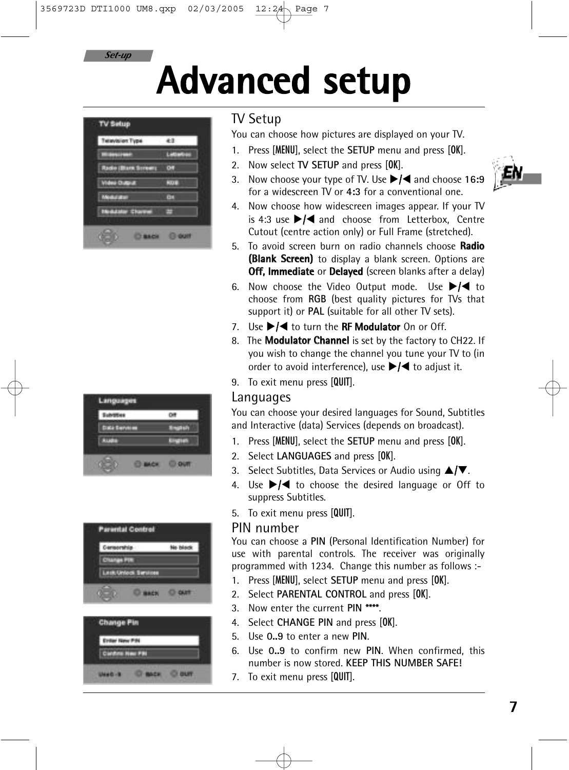Set-up

# Advanced setup

## TV Setup

You can choose how pictures are displayed on your TV.

1. Press [**MENU**], select the **SETUP** menu and press [**OK**].
2. Now select **TV SETUP** and press [**OK**].
3. Now choose your type of TV. Use ▶/◀ and choose **16:9** for a widescreen TV or **4:3** for a conventional one.
4. Now choose how widescreen images appear. If your TV is 4:3 use ▶/◀ and choose from Letterbox, Centre Cutout (centre action only) or Full Frame (stretched).
5. To avoid screen burn on radio channels choose **Radio (Blank Screen)** to display a blank screen. Options are **Off, Immediate** or **Delayed** (screen blanks after a delay)
6. Now choose the Video Output mode. Use ▶/◀ to choose from **RGB** (best quality pictures for TVs that support it) or **PAL** (suitable for all other TV sets).
7. Use ▶/◀ to turn the **RF Modulator** On or Off.
8. The **Modulator Channel** is set by the factory to CH22. If you wish to change the channel you tune your TV to (in order to avoid interference), use ▶/◀ to adjust it.
9. To exit menu press [**QUIT**].

## Languages

You can choose your desired languages for Sound, Subtitles and Interactive (data) Services (depends on broadcast).

1. Press [**MENU**], select the **SETUP** menu and press [**OK**].
2. Select **LANGUAGES** and press [**OK**].
3. Select Subtitles, Data Services or Audio using ▲/▼.
4. Use ▶/◀ to choose the desired language or Off to suppress Subtitles.
5. To exit menu press [**QUIT**].

## PIN number

You can choose a **PIN** (Personal Identification Number) for use with parental controls. The receiver was originally programmed with 1234. Change this number as follows :-

1. Press [**MENU**], select **SETUP** menu and press [**OK**].
2. Select **PARENTAL CONTROL** and press [**OK**].
3. Now enter the current **PIN** ****.
4. Select **CHANGE PIN** and press [**OK**].
5. Use **0..9** to enter a new **PIN**.
6. Use **0..9** to confirm new **PIN**. When confirmed, this number is now stored. **KEEP THIS NUMBER SAFE!**
7. To exit menu press [**QUIT**].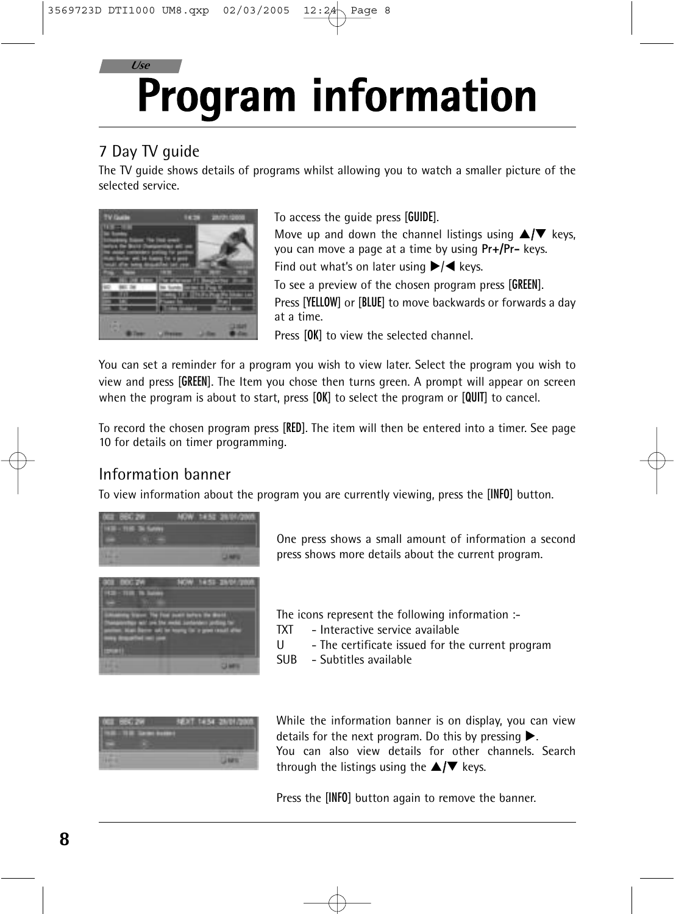Use

# Program information

## 7 Day TV guide

The TV guide shows details of programs whilst allowing you to watch a smaller picture of the selected service.

To access the guide press [GUIDE].

Move up and down the channel listings using ▲/▼ keys, you can move a page at a time by using **Pr+/Pr–** keys.

Find out what's on later using ▶/◀ keys.

To see a preview of the chosen program press [GREEN].

Press [YELLOW] or [BLUE] to move backwards or forwards a day at a time.

Press [OK] to view the selected channel.

You can set a reminder for a program you wish to view later. Select the program you wish to view and press [GREEN]. The Item you chose then turns green. A prompt will appear on screen when the program is about to start, press [OK] to select the program or [QUIT] to cancel.

To record the chosen program press [RED]. The item will then be entered into a timer. See page 10 for details on timer programming.

## Information banner

To view information about the program you are currently viewing, press the [INFO] button.

One press shows a small amount of information a second press shows more details about the current program.

The icons represent the following information :-

TXT - Interactive service available
U - The certificate issued for the current program
SUB - Subtitles available

While the information banner is on display, you can view details for the next program. Do this by pressing ▶.
You can also view details for other channels. Search through the listings using the ▲/▼ keys.

Press the [INFO] button again to remove the banner.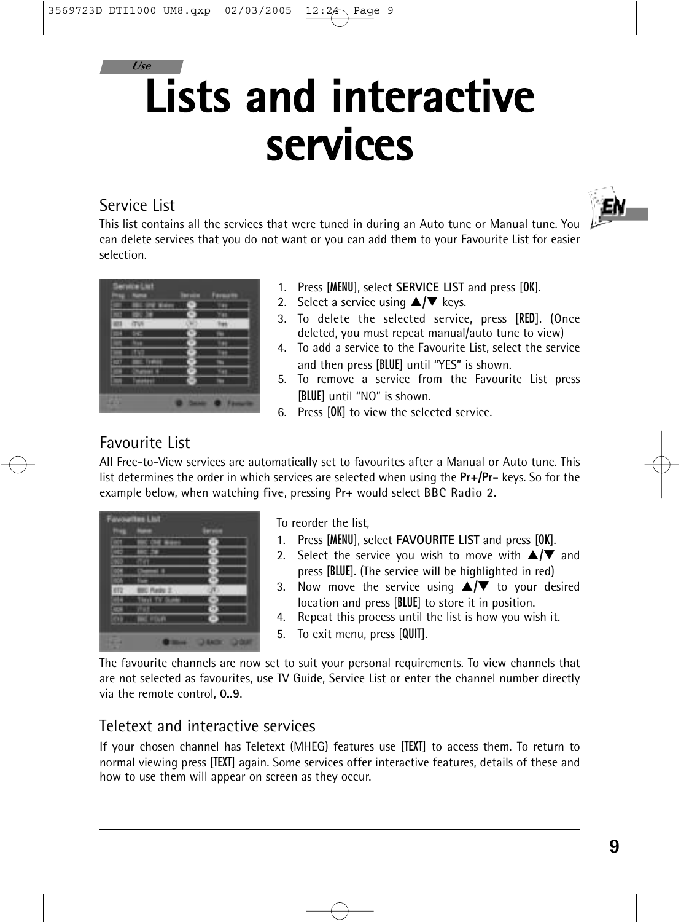Use

# Lists and interactive services

## Service List

This list contains all the services that were tuned in during an Auto tune or Manual tune. You can delete services that you do not want or you can add them to your Favourite List for easier selection.

1. Press [**MENU**], select **SERVICE LIST** and press [**OK**].
2. Select a service using ▲/▼ keys.
3. To delete the selected service, press [**RED**]. (Once deleted, you must repeat manual/auto tune to view)
4. To add a service to the Favourite List, select the service and then press [**BLUE**] until "YES" is shown.
5. To remove a service from the Favourite List press [**BLUE**] until "NO" is shown.
6. Press [**OK**] to view the selected service.

## Favourite List

All Free-to-View services are automatically set to favourites after a Manual or Auto tune. This list determines the order in which services are selected when using the **Pr+/Pr–** keys. So for the example below, when watching five, pressing **Pr+** would select BBC Radio 2.

To reorder the list,

1. Press [**MENU**], select **FAVOURITE LIST** and press [**OK**].
2. Select the service you wish to move with ▲/▼ and press [**BLUE**]. (The service will be highlighted in red)
3. Now move the service using ▲/▼ to your desired location and press [**BLUE**] to store it in position.
4. Repeat this process until the list is how you wish it.
5. To exit menu, press [**QUIT**].

The favourite channels are now set to suit your personal requirements. To view channels that are not selected as favourites, use TV Guide, Service List or enter the channel number directly via the remote control, **0..9**.

## Teletext and interactive services

If your chosen channel has Teletext (MHEG) features use [**TEXT**] to access them. To return to normal viewing press [**TEXT**] again. Some services offer interactive features, details of these and how to use them will appear on screen as they occur.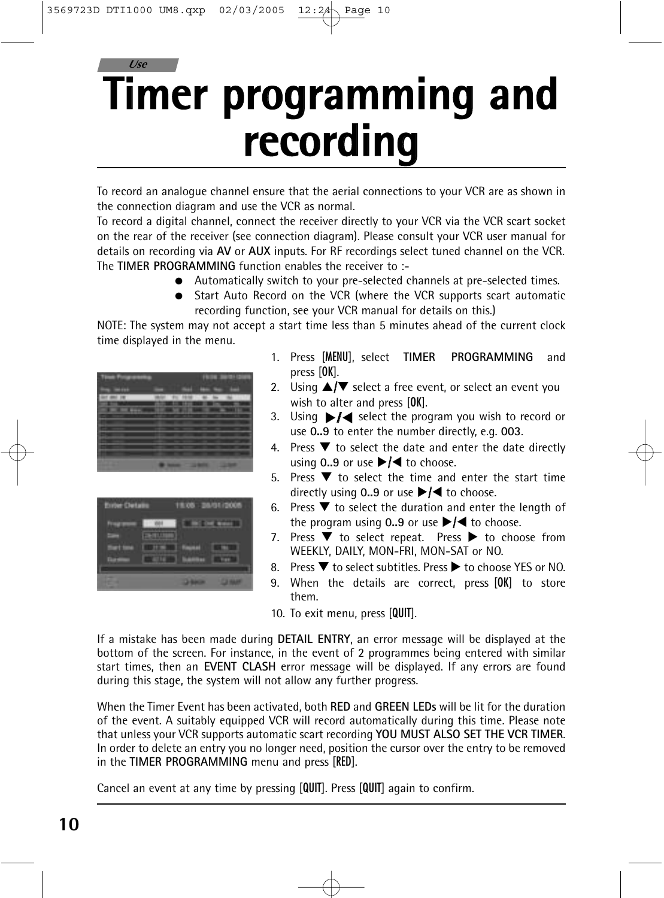Use

# Timer programming and recording

To record an analogue channel ensure that the aerial connections to your VCR are as shown in the connection diagram and use the VCR as normal.

To record a digital channel, connect the receiver directly to your VCR via the VCR scart socket on the rear of the receiver (see connection diagram). Please consult your VCR user manual for details on recording via **AV** or **AUX** inputs. For RF recordings select tuned channel on the VCR.

The **TIMER PROGRAMMING** function enables the receiver to :-

- Automatically switch to your pre-selected channels at pre-selected times.
- Start Auto Record on the VCR (where the VCR supports scart automatic recording function, see your VCR manual for details on this.)

NOTE: The system may not accept a start time less than 5 minutes ahead of the current clock time displayed in the menu.

1. Press **[MENU]**, select **TIMER PROGRAMMING** and press **[OK]**.
2. Using ▲/▼ select a free event, or select an event you wish to alter and press **[OK]**.
3. Using ▶/◀ select the program you wish to record or use **0..9** to enter the number directly, e.g. **003**.
4. Press ▼ to select the date and enter the date directly using **0..9** or use ▶/◀ to choose.
5. Press ▼ to select the time and enter the start time directly using **0..9** or use ▶/◀ to choose.
6. Press ▼ to select the duration and enter the length of the program using **0..9** or use ▶/◀ to choose.
7. Press ▼ to select repeat. Press ▶ to choose from WEEKLY, DAILY, MON-FRI, MON-SAT or NO.
8. Press ▼ to select subtitles. Press ▶ to choose YES or NO.
9. When the details are correct, press **[OK]** to store them.
10. To exit menu, press **[QUIT]**.

If a mistake has been made during **DETAIL ENTRY**, an error message will be displayed at the bottom of the screen. For instance, in the event of 2 programmes being entered with similar start times, then an **EVENT CLASH** error message will be displayed. If any errors are found during this stage, the system will not allow any further progress.

When the Timer Event has been activated, both **RED** and **GREEN LEDs** will be lit for the duration of the event. A suitably equipped VCR will record automatically during this time. Please note that unless your VCR supports automatic scart recording **YOU MUST ALSO SET THE VCR TIMER**. In order to delete an entry you no longer need, position the cursor over the entry to be removed in the **TIMER PROGRAMMING** menu and press **[RED]**.

Cancel an event at any time by pressing **[QUIT]**. Press **[QUIT]** again to confirm.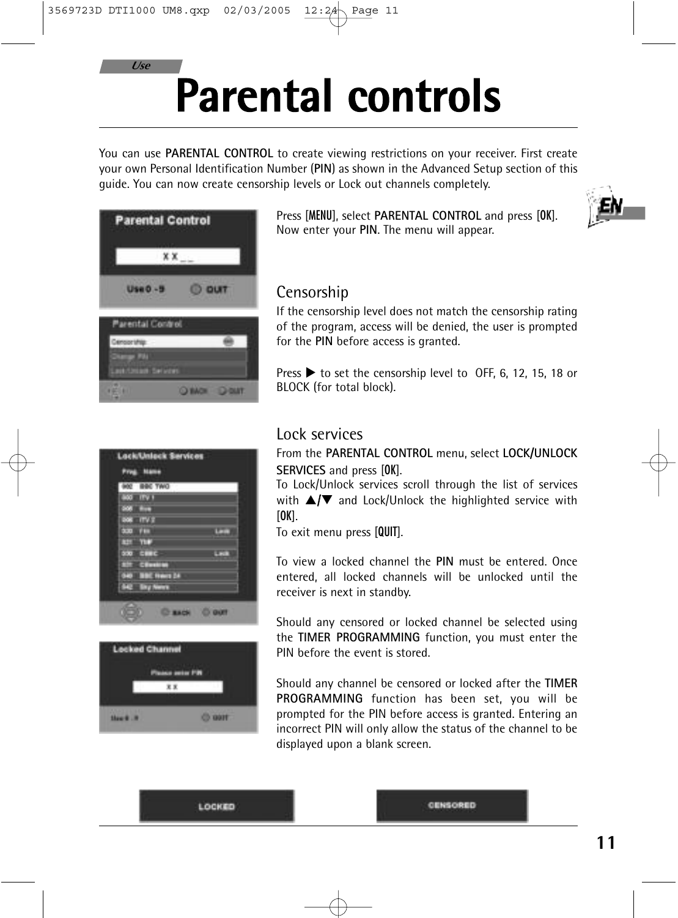# Parental controls

You can use **PARENTAL CONTROL** to create viewing restrictions on your receiver. First create your own Personal Identification Number (**PIN**) as shown in the Advanced Setup section of this guide. You can now create censorship levels or Lock out channels completely.

Press [**MENU**], select **PARENTAL CONTROL** and press [**OK**]. Now enter your **PIN**. The menu will appear.

## Censorship

If the censorship level does not match the censorship rating of the program, access will be denied, the user is prompted for the **PIN** before access is granted.

Press ▶ to set the censorship level to OFF, 6, 12, 15, 18 or BLOCK (for total block).

## Lock services

From the **PARENTAL CONTROL** menu, select **LOCK/UNLOCK SERVICES** and press [**OK**].

To Lock/Unlock services scroll through the list of services with ▲/▼ and Lock/Unlock the highlighted service with [**OK**].

To exit menu press [**QUIT**].

To view a locked channel the **PIN** must be entered. Once entered, all locked channels will be unlocked until the receiver is next in standby.

Should any censored or locked channel be selected using the **TIMER PROGRAMMING** function, you must enter the PIN before the event is stored.

Should any channel be censored or locked after the **TIMER PROGRAMMING** function has been set, you will be prompted for the PIN before access is granted. Entering an incorrect PIN will only allow the status of the channel to be displayed upon a blank screen.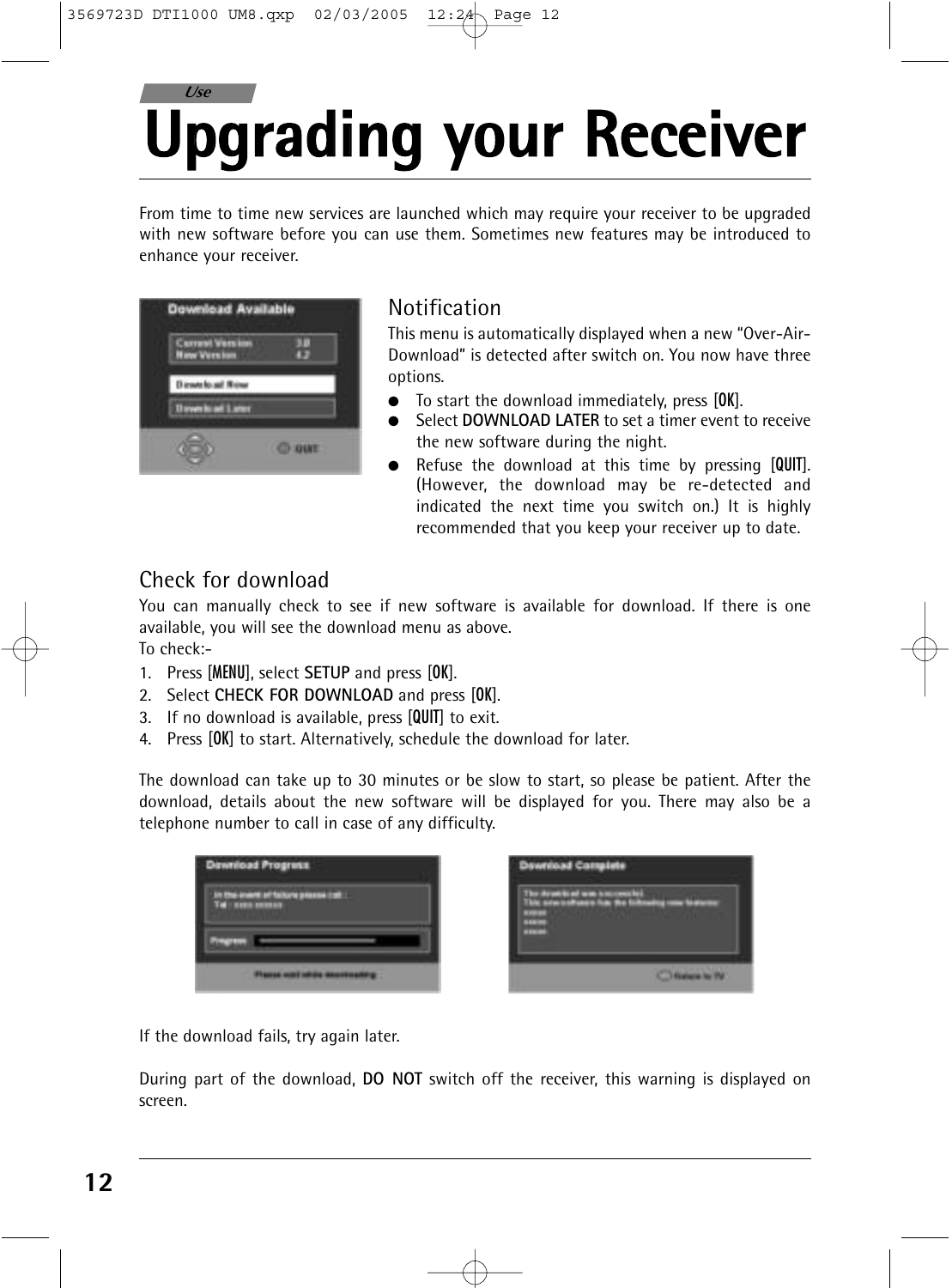Use

# Upgrading your Receiver

From time to time new services are launched which may require your receiver to be upgraded with new software before you can use them. Sometimes new features may be introduced to enhance your receiver.

## Notification

This menu is automatically displayed when a new "Over-Air-Download" is detected after switch on. You now have three options.

- To start the download immediately, press [**OK**].
- Select **DOWNLOAD LATER** to set a timer event to receive the new software during the night.
- Refuse the download at this time by pressing [**QUIT**]. (However, the download may be re-detected and indicated the next time you switch on.) It is highly recommended that you keep your receiver up to date.

## Check for download

You can manually check to see if new software is available for download. If there is one available, you will see the download menu as above.

To check:-

1. Press [**MENU**], select **SETUP** and press [**OK**].
2. Select **CHECK FOR DOWNLOAD** and press [**OK**].
3. If no download is available, press [**QUIT**] to exit.
4. Press [**OK**] to start. Alternatively, schedule the download for later.

The download can take up to 30 minutes or be slow to start, so please be patient. After the download, details about the new software will be displayed for you. There may also be a telephone number to call in case of any difficulty.

If the download fails, try again later.

During part of the download, **DO NOT** switch off the receiver, this warning is displayed on screen.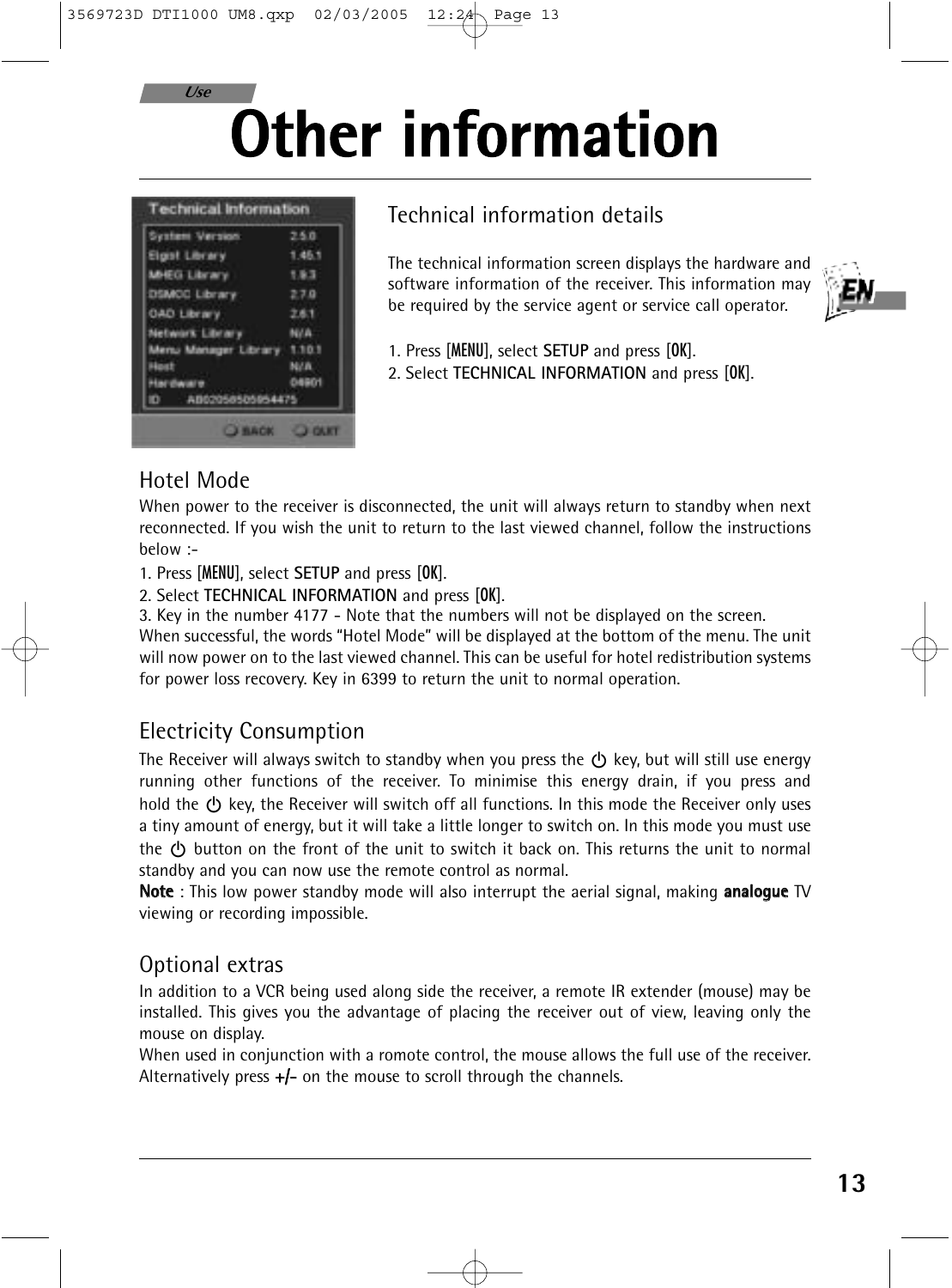*Use*

# Other information

## Technical information details

The technical information screen displays the hardware and software information of the receiver. This information may be required by the service agent or service call operator.

1. Press [**MENU**], select **SETUP** and press [**OK**].
2. Select **TECHNICAL INFORMATION** and press [**OK**].

## Hotel Mode

When power to the receiver is disconnected, the unit will always return to standby when next reconnected. If you wish the unit to return to the last viewed channel, follow the instructions below :-

1. Press [**MENU**], select **SETUP** and press [**OK**].
2. Select **TECHNICAL INFORMATION** and press [**OK**].
3. Key in the number 4177 - Note that the numbers will not be displayed on the screen.

When successful, the words “Hotel Mode” will be displayed at the bottom of the menu. The unit will now power on to the last viewed channel. This can be useful for hotel redistribution systems for power loss recovery. Key in 6399 to return the unit to normal operation.

## Electricity Consumption

The Receiver will always switch to standby when you press the ⏻ key, but will still use energy running other functions of the receiver. To minimise this energy drain, if you press and hold the ⏻ key, the Receiver will switch off all functions. In this mode the Receiver only uses a tiny amount of energy, but it will take a little longer to switch on. In this mode you must use the ⏻ button on the front of the unit to switch it back on. This returns the unit to normal standby and you can now use the remote control as normal.

**Note** : This low power standby mode will also interrupt the aerial signal, making **analogue** TV viewing or recording impossible.

## Optional extras

In addition to a VCR being used along side the receiver, a remote IR extender (mouse) may be installed. This gives you the advantage of placing the receiver out of view, leaving only the mouse on display.

When used in conjunction with a romote control, the mouse allows the full use of the receiver. Alternatively press **+/–** on the mouse to scroll through the channels.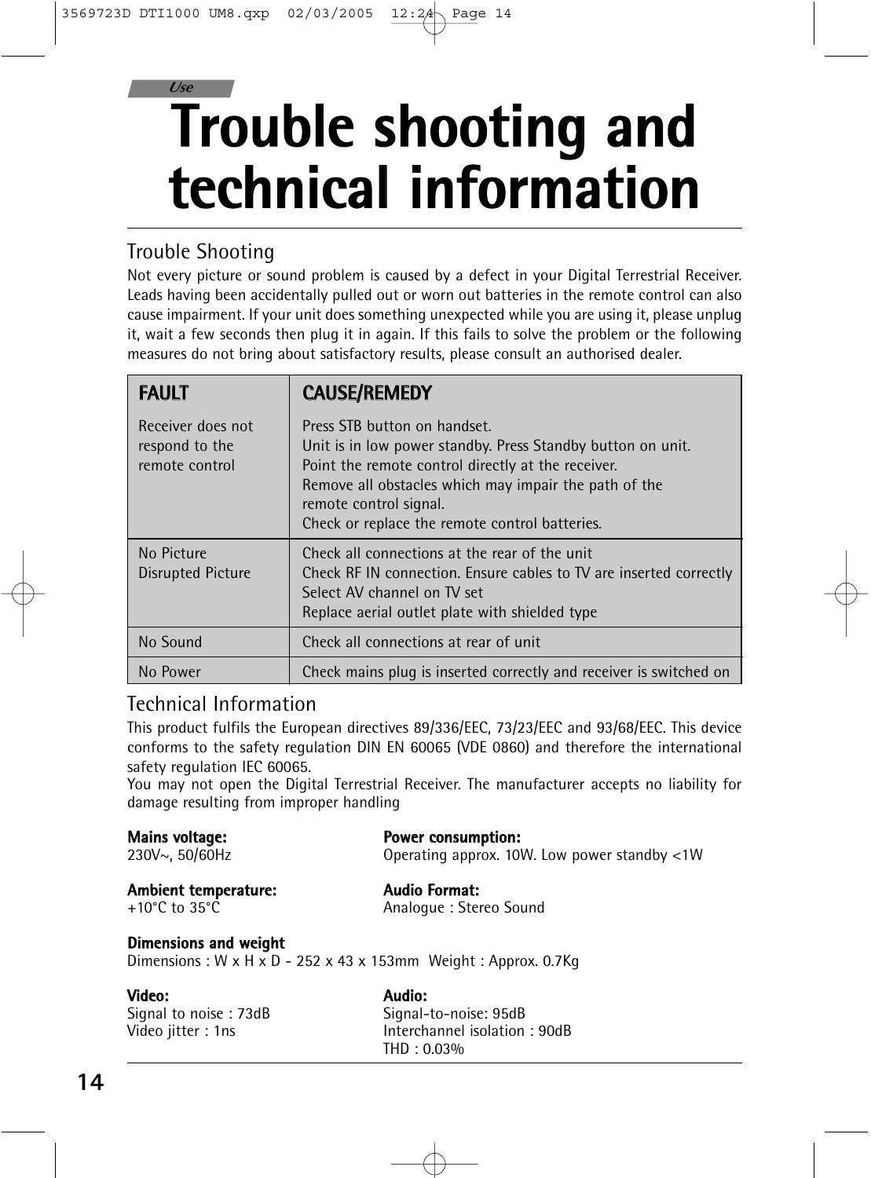*Use*

# Trouble shooting and technical information

## Trouble Shooting

Not every picture or sound problem is caused by a defect in your Digital Terrestrial Receiver. Leads having been accidentally pulled out or worn out batteries in the remote control can also cause impairment. If your unit does something unexpected while you are using it, please unplug it, wait a few seconds then plug it in again. If this fails to solve the problem or the following measures do not bring about satisfactory results, please consult an authorised dealer.

| FAULT | CAUSE/REMEDY |
|---|---|
| Receiver does not respond to the remote control | Press STB button on handset.<br>Unit is in low power standby. Press Standby button on unit.<br>Point the remote control directly at the receiver.<br>Remove all obstacles which may impair the path of the remote control signal.<br>Check or replace the remote control batteries. |
| No Picture<br>Disrupted Picture | Check all connections at the rear of the unit<br>Check RF IN connection. Ensure cables to TV are inserted correctly<br>Select AV channel on TV set<br>Replace aerial outlet plate with shielded type |
| No Sound | Check all connections at rear of unit |
| No Power | Check mains plug is inserted correctly and receiver is switched on |

## Technical Information

This product fulfils the European directives 89/336/EEC, 73/23/EEC and 93/68/EEC. This device conforms to the safety regulation DIN EN 60065 (VDE 0860) and therefore the international safety regulation IEC 60065.

You may not open the Digital Terrestrial Receiver. The manufacturer accepts no liability for damage resulting from improper handling

**Mains voltage:**
230V~, 50/60Hz

**Power consumption:**
Operating approx. 10W. Low power standby <1W

**Ambient temperature:**
+10°C to 35°C

**Audio Format:**
Analogue : Stereo Sound

**Dimensions and weight**
Dimensions : W x H x D - 252 x 43 x 153mm  Weight : Approx. 0.7Kg

**Video:**
Signal to noise : 73dB
Video jitter : 1ns

**Audio:**
Signal-to-noise: 95dB
Interchannel isolation : 90dB
THD : 0.03%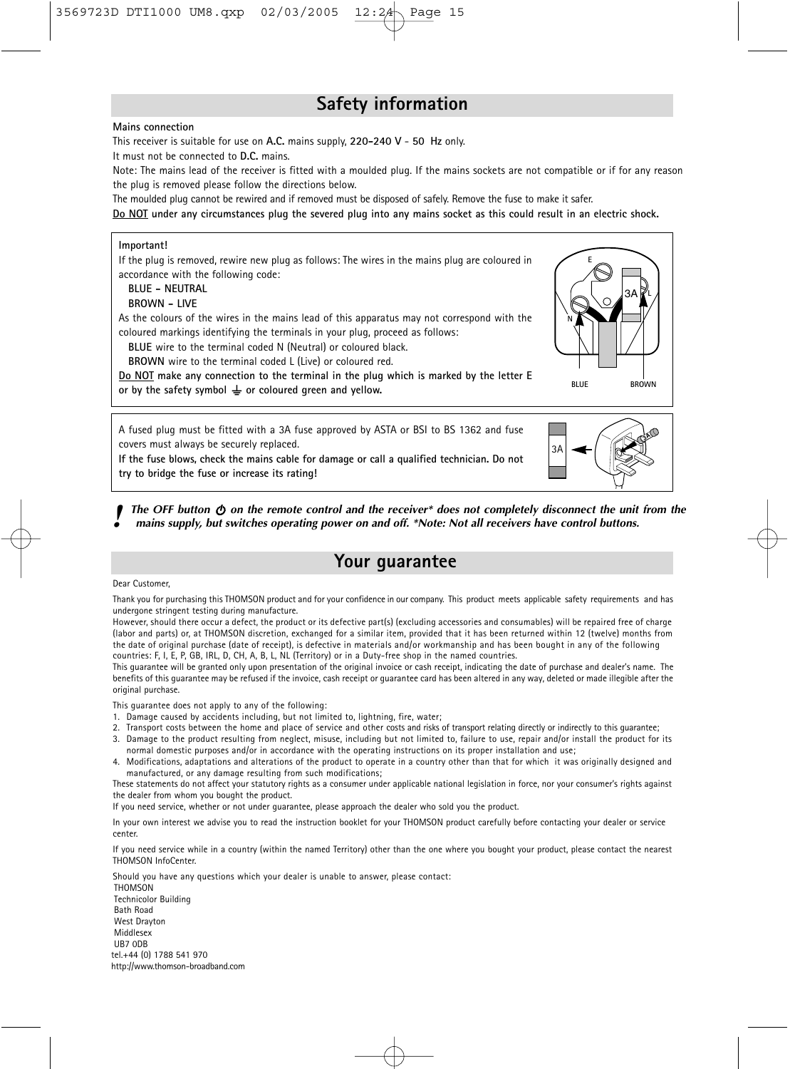## Safety information

**Mains connection**

This receiver is suitable for use on **A.C.** mains supply, **220–240 V - 50 Hz** only.

It must not be connected to **D.C.** mains.

Note: The mains lead of the receiver is fitted with a moulded plug. If the mains sockets are not compatible or if for any reason the plug is removed please follow the directions below.

The moulded plug cannot be rewired and if removed must be disposed of safely. Remove the fuse to make it safer.

**Do NOT under any circumstances plug the severed plug into any mains socket as this could result in an electric shock.**

**Important!**

If the plug is removed, rewire new plug as follows: The wires in the mains plug are coloured in accordance with the following code:

**BLUE - NEUTRAL**
**BROWN - LIVE**

As the colours of the wires in the mains lead of this apparatus may not correspond with the coloured markings identifying the terminals in your plug, proceed as follows:

**BLUE** wire to the terminal coded N (Neutral) or coloured black.
**BROWN** wire to the terminal coded L (Live) or coloured red.

**Do NOT make any connection to the terminal in the plug which is marked by the letter E or by the safety symbol ⏚ or coloured green and yellow.**

E L N 3A BLUE BROWN

A fused plug must be fitted with a 3A fuse approved by ASTA or BSI to BS 1362 and fuse covers must always be securely replaced.

**If the fuse blows, check the mains cable for damage or call a qualified technician. Do not try to bridge the fuse or increase its rating!**

3A

**!** ***The OFF button ⏻ on the remote control and the receiver\* does not completely disconnect the unit from the mains supply, but switches operating power on and off. \*Note: Not all receivers have control buttons.***

## Your guarantee

Dear Customer,

Thank you for purchasing this THOMSON product and for your confidence in our company. This product meets applicable safety requirements and has undergone stringent testing during manufacture.

However, should there occur a defect, the product or its defective part(s) (excluding accessories and consumables) will be repaired free of charge (labor and parts) or, at THOMSON discretion, exchanged for a similar item, provided that it has been returned within 12 (twelve) months from the date of original purchase (date of receipt), is defective in materials and/or workmanship and has been bought in any of the following countries: F, I, E, P, GB, IRL, D, CH, A, B, L, NL (Territory) or in a Duty-free shop in the named countries.

This guarantee will be granted only upon presentation of the original invoice or cash receipt, indicating the date of purchase and dealer's name. The benefits of this guarantee may be refused if the invoice, cash receipt or guarantee card has been altered in any way, deleted or made illegible after the original purchase.

This guarantee does not apply to any of the following:

1. Damage caused by accidents including, but not limited to, lightning, fire, water;
2. Transport costs between the home and place of service and other costs and risks of transport relating directly or indirectly to this guarantee;
3. Damage to the product resulting from neglect, misuse, including but not limited to, failure to use, repair and/or install the product for its normal domestic purposes and/or in accordance with the operating instructions on its proper installation and use;
4. Modifications, adaptations and alterations of the product to operate in a country other than that for which it was originally designed and manufactured, or any damage resulting from such modifications;

These statements do not affect your statutory rights as a consumer under applicable national legislation in force, nor your consumer's rights against the dealer from whom you bought the product.

If you need service, whether or not under guarantee, please approach the dealer who sold you the product.

In your own interest we advise you to read the instruction booklet for your THOMSON product carefully before contacting your dealer or service center.

If you need service while in a country (within the named Territory) other than the one where you bought your product, please contact the nearest THOMSON InfoCenter.

Should you have any questions which your dealer is unable to answer, please contact:

THOMSON
Technicolor Building
Bath Road
West Drayton
Middlesex
UB7 0DB
tel.+44 (0) 1788 541 970
http://www.thomson-broadband.com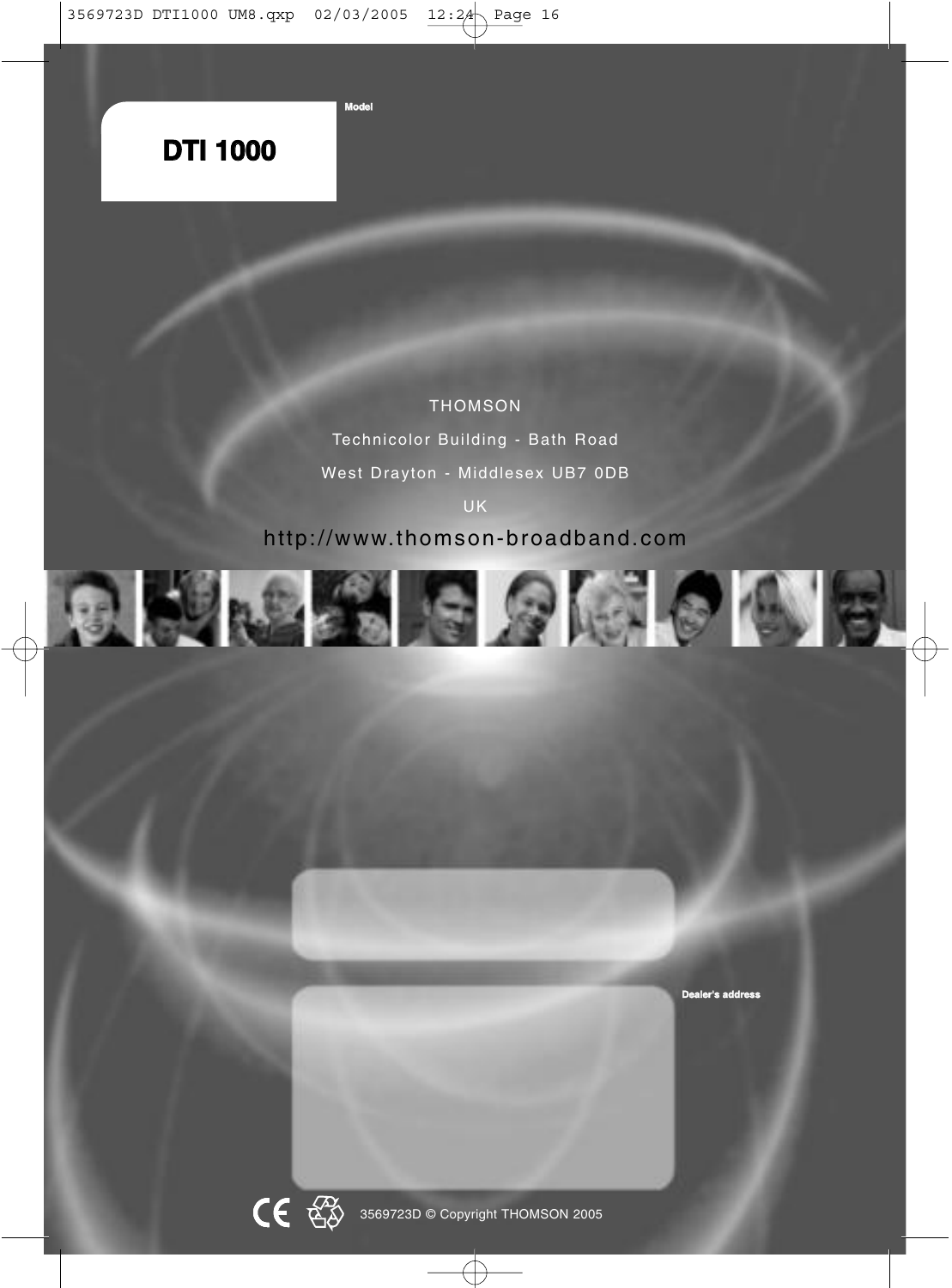Model

**DTI 1000**

THOMSON

Technicolor Building - Bath Road

West Drayton - Middlesex UB7 0DB

UK

http://www.thomson-broadband.com

Dealer's address

3569723D © Copyright THOMSON 2005